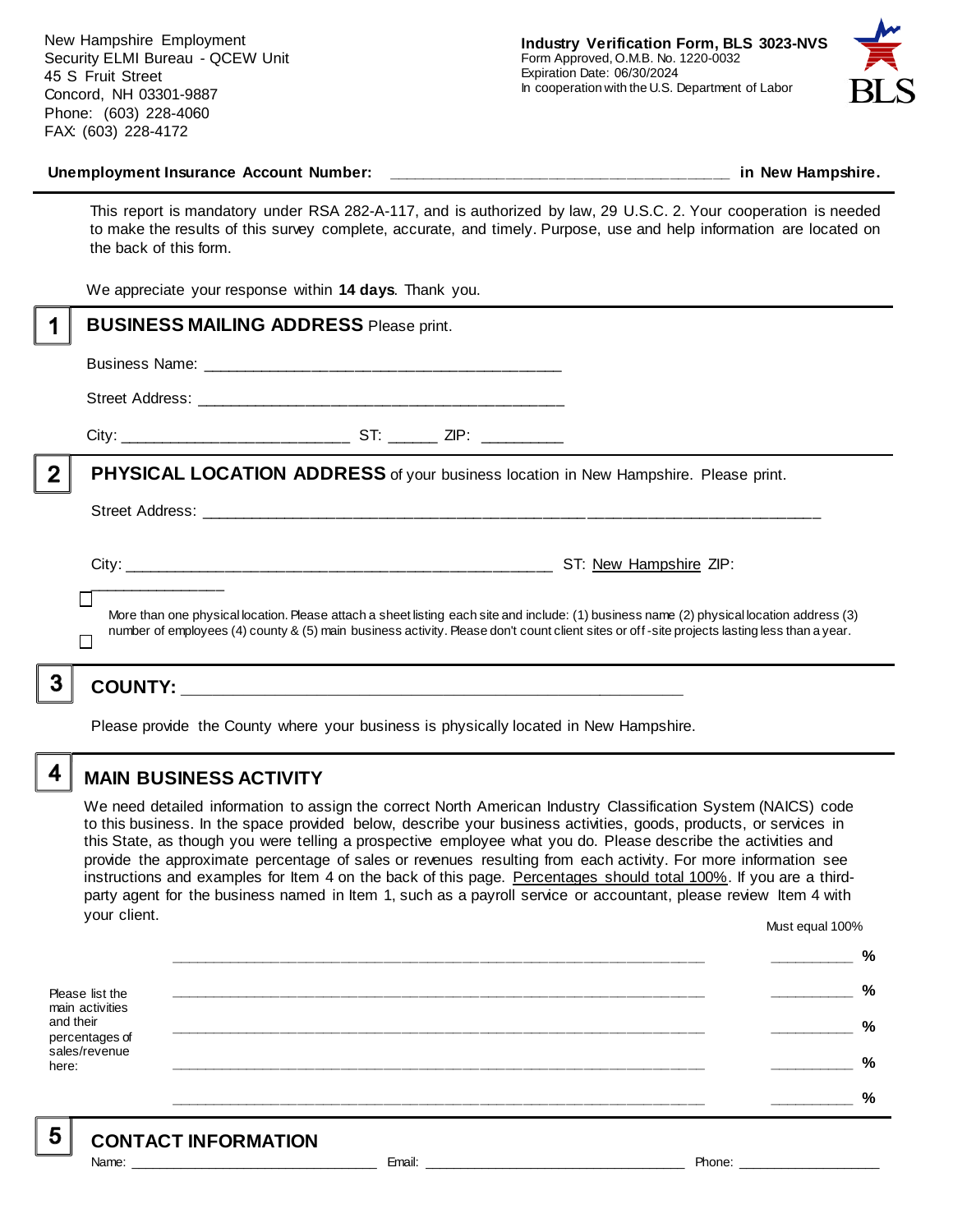New Hampshire Employment Security ELMI Bureau - QCEW Unit
45 S Fruit Street
Concord, NH 03301-9887
Phone: (603) 228-4060
FAX: (603) 228-4172

**Industry Verification Form, BLS 3023-NVS**
Form Approved, O.M.B. No. 1220-0032
Expiration Date: 06/30/2024
In cooperation with the U.S. Department of Labor

BLS

**Unemployment Insurance Account Number:** ______________________________________ **in New Hampshire.**

This report is mandatory under RSA 282-A-117, and is authorized by law, 29 U.S.C. 2. Your cooperation is needed to make the results of this survey complete, accurate, and timely. Purpose, use and help information are located on the back of this form.

We appreciate your response within **14 days**. Thank you.

## 1 BUSINESS MAILING ADDRESS

Please print.

Business Name: ________________________________________

Street Address: ________________________________________

City: __________________________ ST: ______ ZIP: __________

## 2 PHYSICAL LOCATION ADDRESS

of your business location in New Hampshire. Please print.

Street Address: ________________________________________________________________________

City: ________________________________________________ ST: New Hampshire ZIP: _______________

☐ More than one physical location. Please attach a sheet listing each site and include: (1) business name (2) physical location address (3) number of employees (4) county & (5) main business activity. Please don't count client sites or off-site projects lasting less than a year.

☐

## 3 COUNTY: ________________________________________________________

Please provide the County where your business is physically located in New Hampshire.

## 4 MAIN BUSINESS ACTIVITY

We need detailed information to assign the correct North American Industry Classification System (NAICS) code to this business. In the space provided below, describe your business activities, goods, products, or services in this State, as though you were telling a prospective employee what you do. Please describe the activities and provide the approximate percentage of sales or revenues resulting from each activity. For more information see instructions and examples for Item 4 on the back of this page. Percentages should total 100%. If you are a third-party agent for the business named in Item 1, such as a payroll service or accountant, please review Item 4 with your client.

Please list the main activities and their percentages of sales/revenue here:

| | Must equal 100% |
|---|---|
| ____________________________________________________________ | __________ % |
| ____________________________________________________________ | __________ % |
| ____________________________________________________________ | __________ % |
| ____________________________________________________________ | __________ % |
| ____________________________________________________________ | __________ % |

## 5 CONTACT INFORMATION

Name: ______________________________ Email: ________________________________ Phone: __________________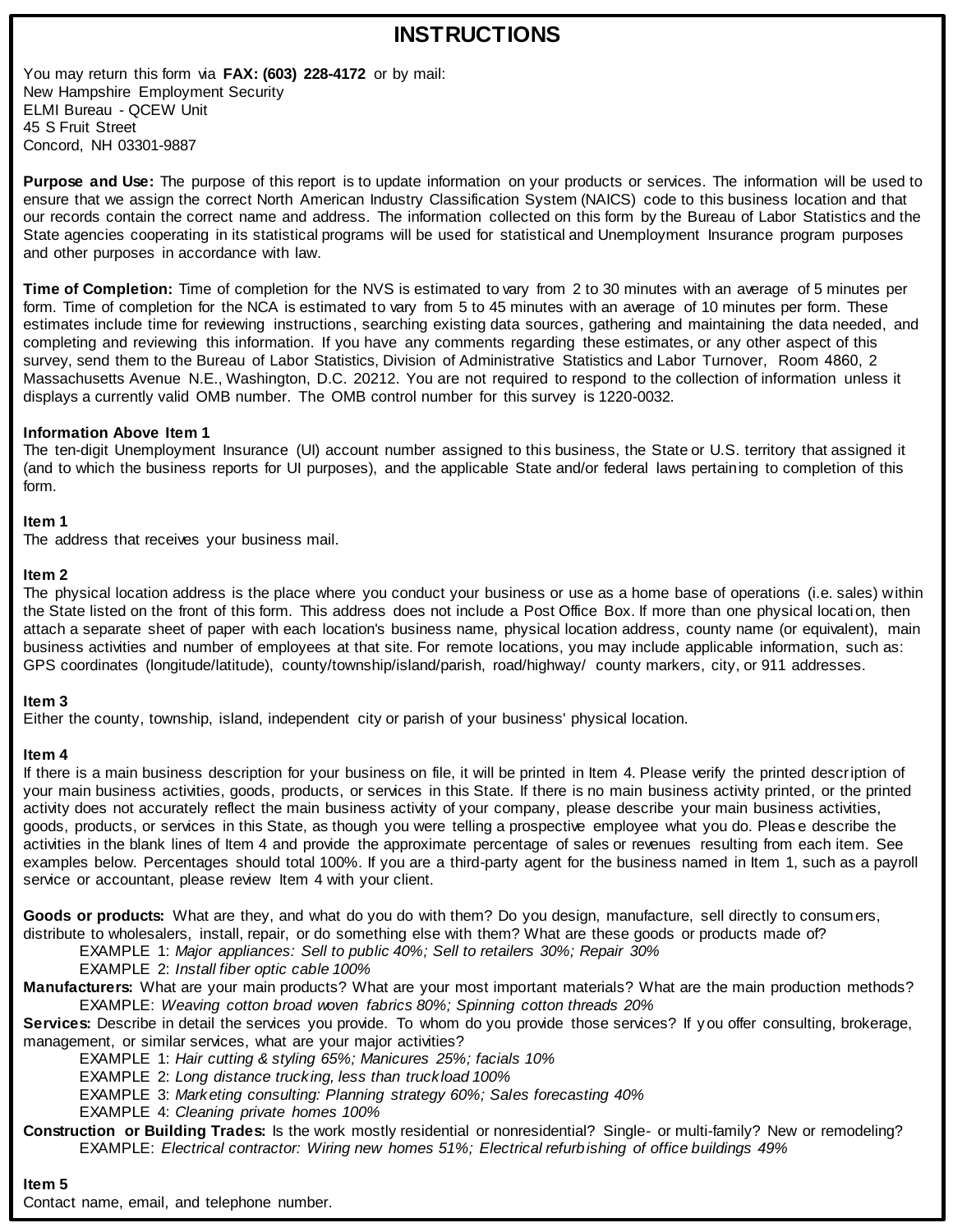# INSTRUCTIONS

You may return this form via **FAX: (603) 228-4172** or by mail:
New Hampshire Employment Security
ELMI Bureau - QCEW Unit
45 S Fruit Street
Concord, NH 03301-9887

**Purpose and Use:** The purpose of this report is to update information on your products or services. The information will be used to ensure that we assign the correct North American Industry Classification System (NAICS) code to this business location and that our records contain the correct name and address. The information collected on this form by the Bureau of Labor Statistics and the State agencies cooperating in its statistical programs will be used for statistical and Unemployment Insurance program purposes and other purposes in accordance with law.

**Time of Completion:** Time of completion for the NVS is estimated to vary from 2 to 30 minutes with an average of 5 minutes per form. Time of completion for the NCA is estimated to vary from 5 to 45 minutes with an average of 10 minutes per form. These estimates include time for reviewing instructions, searching existing data sources, gathering and maintaining the data needed, and completing and reviewing this information. If you have any comments regarding these estimates, or any other aspect of this survey, send them to the Bureau of Labor Statistics, Division of Administrative Statistics and Labor Turnover, Room 4860, 2 Massachusetts Avenue N.E., Washington, D.C. 20212. You are not required to respond to the collection of information unless it displays a currently valid OMB number. The OMB control number for this survey is 1220-0032.

**Information Above Item 1**
The ten-digit Unemployment Insurance (UI) account number assigned to this business, the State or U.S. territory that assigned it (and to which the business reports for UI purposes), and the applicable State and/or federal laws pertaining to completion of this form.

**Item 1**
The address that receives your business mail.

**Item 2**
The physical location address is the place where you conduct your business or use as a home base of operations (i.e. sales) within the State listed on the front of this form. This address does not include a Post Office Box. If more than one physical location, then attach a separate sheet of paper with each location's business name, physical location address, county name (or equivalent), main business activities and number of employees at that site. For remote locations, you may include applicable information, such as: GPS coordinates (longitude/latitude), county/township/island/parish, road/highway/ county markers, city, or 911 addresses.

**Item 3**
Either the county, township, island, independent city or parish of your business' physical location.

**Item 4**
If there is a main business description for your business on file, it will be printed in Item 4. Please verify the printed description of your main business activities, goods, products, or services in this State. If there is no main business activity printed, or the printed activity does not accurately reflect the main business activity of your company, please describe your main business activities, goods, products, or services in this State, as though you were telling a prospective employee what you do. Please describe the activities in the blank lines of Item 4 and provide the approximate percentage of sales or revenues resulting from each item. See examples below. Percentages should total 100%. If you are a third-party agent for the business named in Item 1, such as a payroll service or accountant, please review Item 4 with your client.

**Goods or products:** What are they, and what do you do with them? Do you design, manufacture, sell directly to consumers, distribute to wholesalers, install, repair, or do something else with them? What are these goods or products made of?
EXAMPLE 1: *Major appliances: Sell to public 40%; Sell to retailers 30%; Repair 30%*
EXAMPLE 2: *Install fiber optic cable 100%*

**Manufacturers:** What are your main products? What are your most important materials? What are the main production methods?
EXAMPLE: *Weaving cotton broad woven fabrics 80%; Spinning cotton threads 20%*

**Services:** Describe in detail the services you provide. To whom do you provide those services? If you offer consulting, brokerage, management, or similar services, what are your major activities?
EXAMPLE 1: *Hair cutting & styling 65%; Manicures 25%; facials 10%*
EXAMPLE 2: *Long distance trucking, less than truckload 100%*
EXAMPLE 3: *Marketing consulting: Planning strategy 60%; Sales forecasting 40%*
EXAMPLE 4: *Cleaning private homes 100%*

**Construction or Building Trades:** Is the work mostly residential or nonresidential? Single- or multi-family? New or remodeling?
EXAMPLE: *Electrical contractor: Wiring new homes 51%; Electrical refurbishing of office buildings 49%*

**Item 5**
Contact name, email, and telephone number.